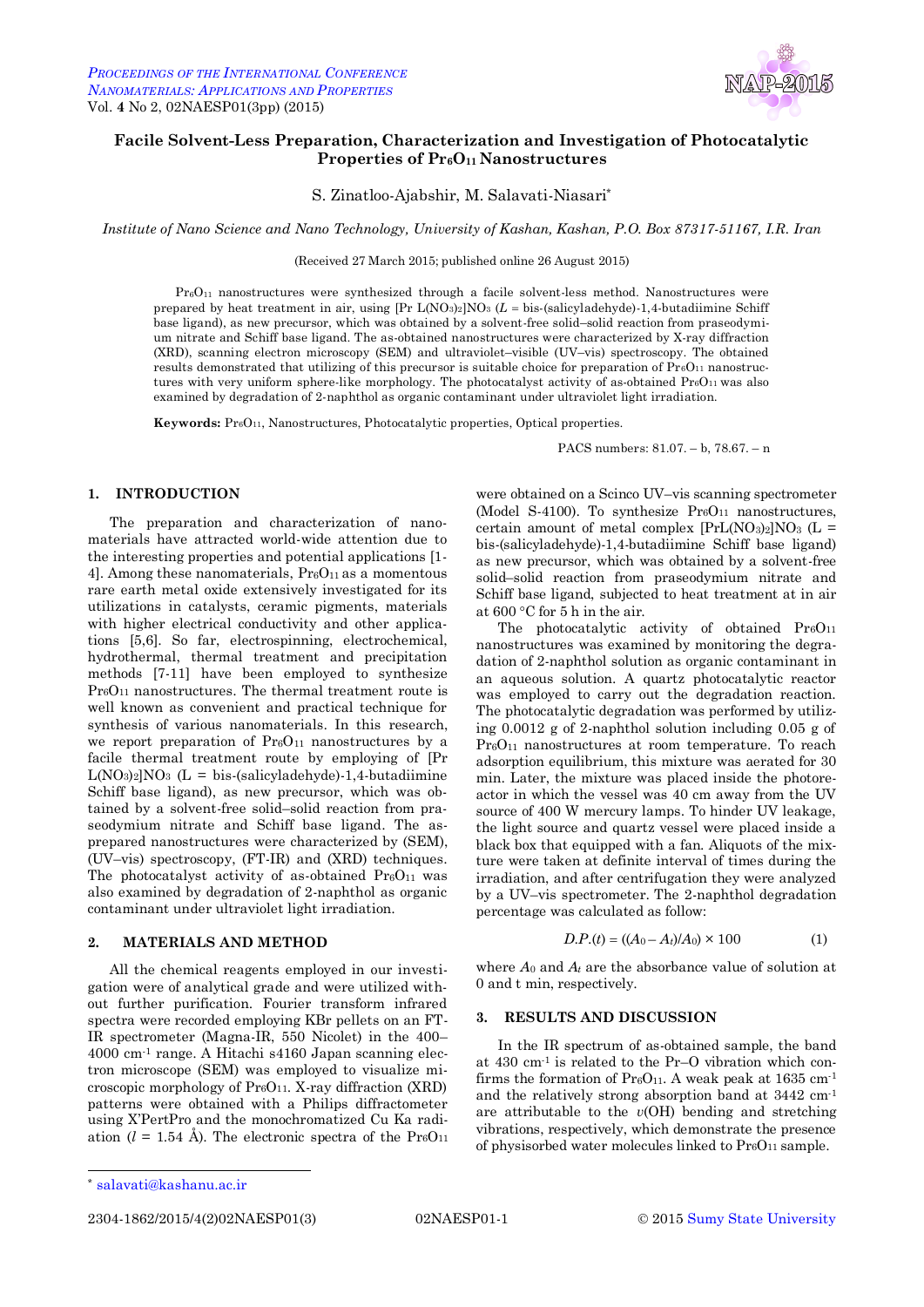# Facile Solvent-Less Preparation, Characterization and Investigation of Photocatalytic Properties of $Pr_6O_{11}$ Nanostructures

S. Zinatloo-Ajabshir, M. Salavati-Niasari*

*Institute of Nano Science and Nano Technology, University of Kashan, Kashan, P.O. Box 87317-51167, I.R. Iran*

(Received 27 March 2015; published online 26 August 2015)

$Pr_6O_{11}$ nanostructures were synthesized through a facile solvent-less method. Nanostructures were prepared by heat treatment in air, using [Pr $L(NO_3)_2$]$NO_3$ (*L* = bis-(salicyladehyde)-1,4-butadiimine Schiff base ligand), as new precursor, which was obtained by a solvent-free solid–solid reaction from praseodymium nitrate and Schiff base ligand. The as-obtained nanostructures were characterized by X-ray diffraction (XRD), scanning electron microscopy (SEM) and ultraviolet–visible (UV–vis) spectroscopy. The obtained results demonstrated that utilizing of this precursor is suitable choice for preparation of $Pr_6O_{11}$ nanostructures with very uniform sphere-like morphology. The photocatalyst activity of as-obtained $Pr_6O_{11}$ was also examined by degradation of 2-naphthol as organic contaminant under ultraviolet light irradiation.

**Keywords:** $Pr_6O_{11}$, Nanostructures, Photocatalytic properties, Optical properties.

PACS numbers: 81.07. – b, 78.67. – n

## 1. INTRODUCTION

The preparation and characterization of nanomaterials have attracted world-wide attention due to the interesting properties and potential applications [1-4]. Among these nanomaterials, $Pr_6O_{11}$ as a momentous rare earth metal oxide extensively investigated for its utilizations in catalysts, ceramic pigments, materials with higher electrical conductivity and other applications [5,6]. So far, electrospinning, electrochemical, hydrothermal, thermal treatment and precipitation methods [7-11] have been employed to synthesize $Pr_6O_{11}$ nanostructures. The thermal treatment route is well known as convenient and practical technique for synthesis of various nanomaterials. In this research, we report preparation of $Pr_6O_{11}$ nanostructures by a facile thermal treatment route by employing of [Pr $L(NO_3)_2$]$NO_3$ (L = bis-(salicyladehyde)-1,4-butadiimine Schiff base ligand), as new precursor, which was obtained by a solvent-free solid–solid reaction from praseodymium nitrate and Schiff base ligand. The as-prepared nanostructures were characterized by (SEM), (UV–vis) spectroscopy, (FT-IR) and (XRD) techniques. The photocatalyst activity of as-obtained $Pr_6O_{11}$ was also examined by degradation of 2-naphthol as organic contaminant under ultraviolet light irradiation.

## 2. MATERIALS AND METHOD

All the chemical reagents employed in our investigation were of analytical grade and were utilized without further purification. Fourier transform infrared spectra were recorded employing KBr pellets on an FT-IR spectrometer (Magna-IR, 550 Nicolet) in the 400–4000 $cm^{-1}$ range. A Hitachi s4160 Japan scanning electron microscope (SEM) was employed to visualize microscopic morphology of $Pr_6O_{11}$. X-ray diffraction (XRD) patterns were obtained with a Philips diffractometer using X'PertPro and the monochromatized Cu Ka radiation ($l$ = 1.54 Å). The electronic spectra of the $Pr_6O_{11}$ were obtained on a Scinco UV–vis scanning spectrometer (Model S-4100). To synthesize $Pr_6O_{11}$ nanostructures, certain amount of metal complex [PrL$(NO_3)_2$]$NO_3$ (L = bis-(salicyladehyde)-1,4-butadiimine Schiff base ligand) as new precursor, which was obtained by a solvent-free solid–solid reaction from praseodymium nitrate and Schiff base ligand, subjected to heat treatment at in air at 600 °C for 5 h in the air.

The photocatalytic activity of obtained $Pr_6O_{11}$ nanostructures was examined by monitoring the degradation of 2-naphthol solution as organic contaminant in an aqueous solution. A quartz photocatalytic reactor was employed to carry out the degradation reaction. The photocatalytic degradation was performed by utilizing 0.0012 g of 2-naphthol solution including 0.05 g of $Pr_6O_{11}$ nanostructures at room temperature. To reach adsorption equilibrium, this mixture was aerated for 30 min. Later, the mixture was placed inside the photoreactor in which the vessel was 40 cm away from the UV source of 400 W mercury lamps. To hinder UV leakage, the light source and quartz vessel were placed inside a black box that equipped with a fan. Aliquots of the mixture were taken at definite interval of times during the irradiation, and after centrifugation they were analyzed by a UV–vis spectrometer. The 2-naphthol degradation percentage was calculated as follow:

$$D.P.(t) = ((A_0 - A_t)/A_0) \times 100 \quad (1)$$

where $A_0$ and $A_t$ are the absorbance value of solution at 0 and t min, respectively.

## 3. RESULTS AND DISCUSSION

In the IR spectrum of as-obtained sample, the band at 430 $cm^{-1}$ is related to the Pr–O vibration which confirms the formation of $Pr_6O_{11}$. A weak peak at 1635 $cm^{-1}$ and the relatively strong absorption band at 3442 $cm^{-1}$ are attributable to the $\upsilon$(OH) bending and stretching vibrations, respectively, which demonstrate the presence of physisorbed water molecules linked to $Pr_6O_{11}$ sample.

* salavati@kashanu.ac.ir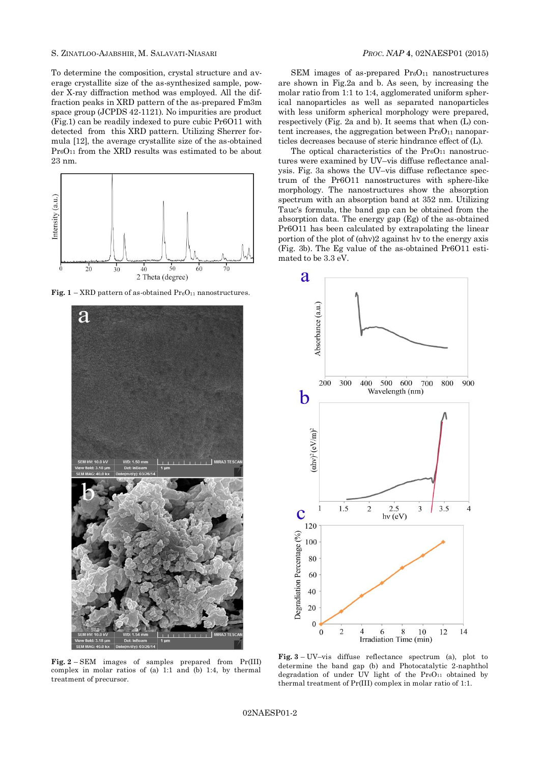To determine the composition, crystal structure and average crystallite size of the as-synthesized sample, powder X-ray diffraction method was employed. All the diffraction peaks in XRD pattern of the as-prepared Fm3m space group (JCPDS 42-1121). No impurities are product (Fig.1) can be readily indexed to pure cubic Pr6O11 with detected from this XRD pattern. Utilizing Sherrer formula [12], the average crystallite size of the as-obtained $Pr_6O_{11}$ from the XRD results was estimated to be about 23 nm.

**Fig. 1** – XRD pattern of as-obtained $Pr_6O_{11}$ nanostructures.

**Fig. 2** – SEM images of samples prepared from Pr(III) complex in molar ratios of (a) 1:1 and (b) 1:4, by thermal treatment of precursor.

SEM images of as-prepared $Pr_6O_{11}$ nanostructures are shown in Fig.2a and b. As seen, by increasing the molar ratio from 1:1 to 1:4, agglomerated uniform spherical nanoparticles as well as separated nanoparticles with less uniform spherical morphology were prepared, respectively (Fig. 2a and b). It seems that when (L) content increases, the aggregation between $Pr_6O_{11}$ nanoparticles decreases because of steric hindrance effect of (L).

The optical characteristics of the $Pr_6O_{11}$ nanostructures were examined by UV–vis diffuse reflectance analysis. Fig. 3a shows the UV–vis diffuse reflectance spectrum of the Pr6O11 nanostructures with sphere-like morphology. The nanostructures show the absorption spectrum with an absorption band at 352 nm. Utilizing Tauc's formula, the band gap can be obtained from the absorption data. The energy gap (Eg) of the as-obtained Pr6O11 has been calculated by extrapolating the linear portion of the plot of (αhν)2 against hν to the energy axis (Fig. 3b). The Eg value of the as-obtained Pr6O11 estimated to be 3.3 eV.

**Fig. 3** – UV–vis diffuse reflectance spectrum (a), plot to determine the band gap (b) and Photocatalytic 2-naphthol degradation of under UV light of the $Pr_6O_{11}$ obtained by thermal treatment of Pr(III) complex in molar ratio of 1:1.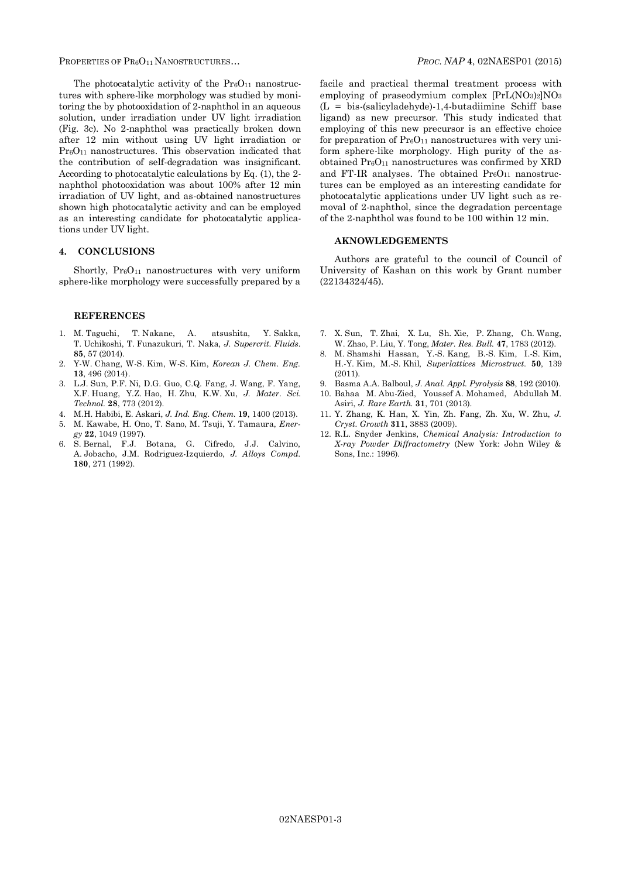The photocatalytic activity of the $Pr_6O_{11}$ nanostructures with sphere-like morphology was studied by monitoring the by photooxidation of 2-naphthol in an aqueous solution, under irradiation under UV light irradiation (Fig. 3c). No 2-naphthol was practically broken down after 12 min without using UV light irradiation or $Pr_6O_{11}$ nanostructures. This observation indicated that the contribution of self-degradation was insignificant. According to photocatalytic calculations by Eq. (1), the 2-naphthol photooxidation was about 100% after 12 min irradiation of UV light, and as-obtained nanostructures shown high photocatalytic activity and can be employed as an interesting candidate for photocatalytic applications under UV light.

## 4. CONCLUSIONS

Shortly, $Pr_6O_{11}$ nanostructures with very uniform sphere-like morphology were successfully prepared by a facile and practical thermal treatment process with employing of praseodymium complex $[PrL(NO_3)_2]NO_3$ (L = bis-(salicyladehyde)-1,4-butadiimine Schiff base ligand) as new precursor. This study indicated that employing of this new precursor is an effective choice for preparation of $Pr_6O_{11}$ nanostructures with very uniform sphere-like morphology. High purity of the as-obtained $Pr_6O_{11}$ nanostructures was confirmed by XRD and FT-IR analyses. The obtained $Pr_6O_{11}$ nanostructures can be employed as an interesting candidate for photocatalytic applications under UV light such as removal of 2-naphthol, since the degradation percentage of the 2-naphthol was found to be 100 within 12 min.

## AKNOWLEDGEMENTS

Authors are grateful to the council of Council of University of Kashan on this work by Grant number (22134324/45).

## REFERENCES

1. M. Taguchi, T. Nakane, A. atsushita, Y. Sakka, T. Uchikoshi, T. Funazukuri, T. Naka, *J. Supercrit. Fluids.* **85**, 57 (2014).
2. Y-W. Chang, W-S. Kim, W-S. Kim, *Korean J. Chem. Eng.* **13**, 496 (2014).
3. L.J. Sun, P.F. Ni, D.G. Guo, C.Q. Fang, J. Wang, F. Yang, X.F. Huang, Y.Z. Hao, H. Zhu, K.W. Xu, *J. Mater. Sci. Technol.* **28**, 773 (2012).
4. M.H. Habibi, E. Askari, *J. Ind. Eng. Chem.* **19**, 1400 (2013).
5. M. Kawabe, H. Ono, T. Sano, M. Tsuji, Y. Tamaura, *Energy* **22**, 1049 (1997).
6. S. Bernal, F.J. Botana, G. Cifredo, J.J. Calvino, A. Jobacho, J.M. Rodriguez-Izquierdo, *J. Alloys Compd.* **180**, 271 (1992).
7. X. Sun, T. Zhai, X. Lu, Sh. Xie, P. Zhang, Ch. Wang, W. Zhao, P. Liu, Y. Tong, *Mater. Res. Bull.* **47**, 1783 (2012).
8. M. Shamshi Hassan, Y.-S. Kang, B.-S. Kim, I.-S. Kim, H.-Y. Kim, M.-S. Khil, *Superlattices Microstruct.* **50**, 139 (2011).
9. Basma A.A. Balboul, *J. Anal. Appl. Pyrolysis* **88**, 192 (2010).
10. Bahaa M. Abu-Zied, Youssef A. Mohamed, Abdullah M. Asiri, *J. Rare Earth.* **31**, 701 (2013).
11. Y. Zhang, K. Han, X. Yin, Zh. Fang, Zh. Xu, W. Zhu, *J. Cryst. Growth* **311**, 3883 (2009).
12. R.L. Snyder Jenkins, *Chemical Analysis: Introduction to X-ray Powder Diffractometry* (New York: John Wiley & Sons, Inc.: 1996).